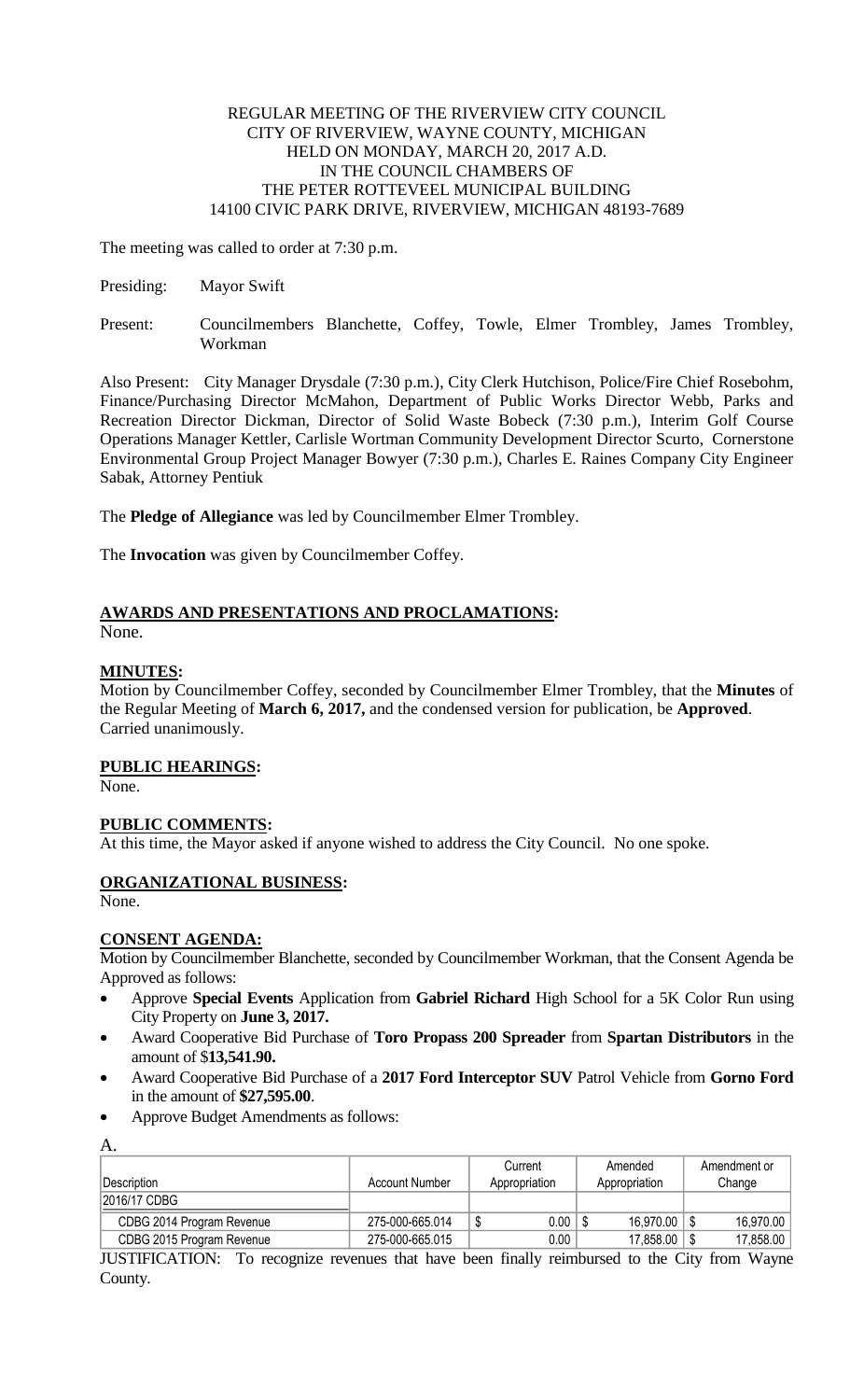REGULAR MEETING OF THE RIVERVIEW CITY COUNCIL
CITY OF RIVERVIEW, WAYNE COUNTY, MICHIGAN
HELD ON MONDAY, MARCH 20, 2017 A.D.
IN THE COUNCIL CHAMBERS OF
THE PETER ROTTEVEEL MUNICIPAL BUILDING
14100 CIVIC PARK DRIVE, RIVERVIEW, MICHIGAN 48193-7689

The meeting was called to order at 7:30 p.m.

Presiding: Mayor Swift

Present: Councilmembers Blanchette, Coffey, Towle, Elmer Trombley, James Trombley, Workman

Also Present: City Manager Drysdale (7:30 p.m.), City Clerk Hutchison, Police/Fire Chief Rosebohm, Finance/Purchasing Director McMahon, Department of Public Works Director Webb, Parks and Recreation Director Dickman, Director of Solid Waste Bobeck (7:30 p.m.), Interim Golf Course Operations Manager Kettler, Carlisle Wortman Community Development Director Scurto, Cornerstone Environmental Group Project Manager Bowyer (7:30 p.m.), Charles E. Raines Company City Engineer Sabak, Attorney Pentiuk

The **Pledge of Allegiance** was led by Councilmember Elmer Trombley.

The **Invocation** was given by Councilmember Coffey.

**AWARDS AND PRESENTATIONS AND PROCLAMATIONS:**
None.

**MINUTES:**
Motion by Councilmember Coffey, seconded by Councilmember Elmer Trombley, that the **Minutes** of the Regular Meeting of **March 6, 2017,** and the condensed version for publication, be **Approved**. Carried unanimously.

**PUBLIC HEARINGS:**
None.

**PUBLIC COMMENTS:**
At this time, the Mayor asked if anyone wished to address the City Council. No one spoke.

**ORGANIZATIONAL BUSINESS:**
None.

**CONSENT AGENDA:**
Motion by Councilmember Blanchette, seconded by Councilmember Workman, that the Consent Agenda be Approved as follows:

- Approve **Special Events** Application from **Gabriel Richard** High School for a 5K Color Run using City Property on **June 3, 2017.**
- Award Cooperative Bid Purchase of **Toro Propass 200 Spreader** from **Spartan Distributors** in the amount of $**13,541.90.**
- Award Cooperative Bid Purchase of a **2017 Ford Interceptor SUV** Patrol Vehicle from **Gorno Ford** in the amount of **$27,595.00**.
- Approve Budget Amendments as follows:

A.

| Description | Account Number | Current Appropriation | Amended Appropriation | Amendment or Change |
|---|---|---|---|---|
| 2016/17 CDBG | | | | |
| CDBG 2014 Program Revenue | 275-000-665.014 | $ 0.00 | $ 16,970.00 | $ 16,970.00 |
| CDBG 2015 Program Revenue | 275-000-665.015 | 0.00 | 17,858.00 | $ 17,858.00 |

JUSTIFICATION: To recognize revenues that have been finally reimbursed to the City from Wayne County.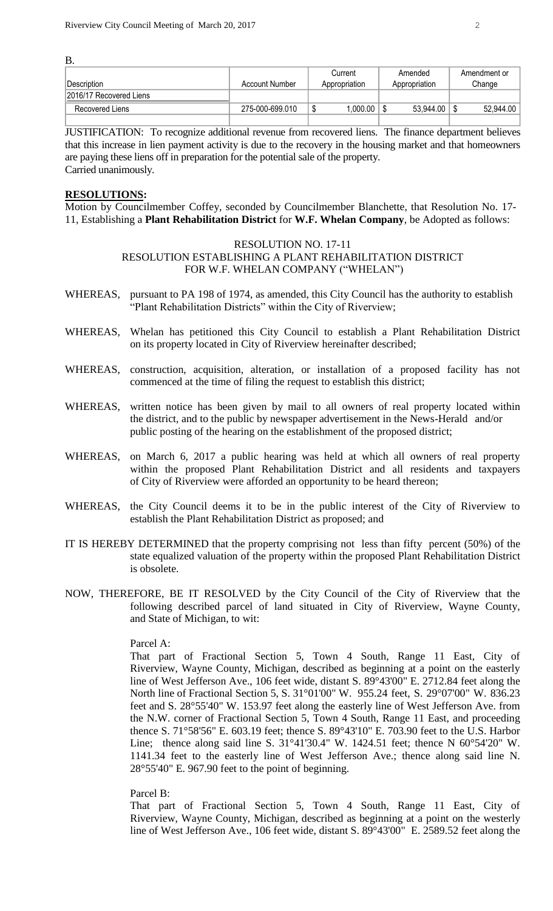B.

| Description | Account Number | Current Appropriation | Amended Appropriation | Amendment or Change |
|---|---|---|---|---|
| 2016/17 Recovered Liens | | | | |
| Recovered Liens | 275-000-699.010 | $ 1,000.00 | $ 53,944.00 | $ 52,944.00 |

JUSTIFICATION: To recognize additional revenue from recovered liens. The finance department believes that this increase in lien payment activity is due to the recovery in the housing market and that homeowners are paying these liens off in preparation for the potential sale of the property.
Carried unanimously.

## RESOLUTIONS:

Motion by Councilmember Coffey, seconded by Councilmember Blanchette, that Resolution No. 17-11, Establishing a **Plant Rehabilitation District** for **W.F. Whelan Company**, be Adopted as follows:

RESOLUTION NO. 17-11
RESOLUTION ESTABLISHING A PLANT REHABILITATION DISTRICT FOR W.F. WHELAN COMPANY ("WHELAN")

WHEREAS, pursuant to PA 198 of 1974, as amended, this City Council has the authority to establish "Plant Rehabilitation Districts" within the City of Riverview;

WHEREAS, Whelan has petitioned this City Council to establish a Plant Rehabilitation District on its property located in City of Riverview hereinafter described;

WHEREAS, construction, acquisition, alteration, or installation of a proposed facility has not commenced at the time of filing the request to establish this district;

WHEREAS, written notice has been given by mail to all owners of real property located within the district, and to the public by newspaper advertisement in the News-Herald and/or public posting of the hearing on the establishment of the proposed district;

WHEREAS, on March 6, 2017 a public hearing was held at which all owners of real property within the proposed Plant Rehabilitation District and all residents and taxpayers of City of Riverview were afforded an opportunity to be heard thereon;

WHEREAS, the City Council deems it to be in the public interest of the City of Riverview to establish the Plant Rehabilitation District as proposed; and

IT IS HEREBY DETERMINED that the property comprising not less than fifty percent (50%) of the state equalized valuation of the property within the proposed Plant Rehabilitation District is obsolete.

NOW, THEREFORE, BE IT RESOLVED by the City Council of the City of Riverview that the following described parcel of land situated in City of Riverview, Wayne County, and State of Michigan, to wit:

Parcel A:

That part of Fractional Section 5, Town 4 South, Range 11 East, City of Riverview, Wayne County, Michigan, described as beginning at a point on the easterly line of West Jefferson Ave., 106 feet wide, distant S. 89°43'00" E. 2712.84 feet along the North line of Fractional Section 5, S. 31°01'00" W. 955.24 feet, S. 29°07'00" W. 836.23 feet and S. 28°55'40" W. 153.97 feet along the easterly line of West Jefferson Ave. from the N.W. corner of Fractional Section 5, Town 4 South, Range 11 East, and proceeding thence S. 71°58'56" E. 603.19 feet; thence S. 89°43'10" E. 703.90 feet to the U.S. Harbor Line; thence along said line S. 31°41'30.4" W. 1424.51 feet; thence N 60°54'20" W. 1141.34 feet to the easterly line of West Jefferson Ave.; thence along said line N. 28°55'40" E. 967.90 feet to the point of beginning.

Parcel B:

That part of Fractional Section 5, Town 4 South, Range 11 East, City of Riverview, Wayne County, Michigan, described as beginning at a point on the westerly line of West Jefferson Ave., 106 feet wide, distant S. 89°43'00" E. 2589.52 feet along the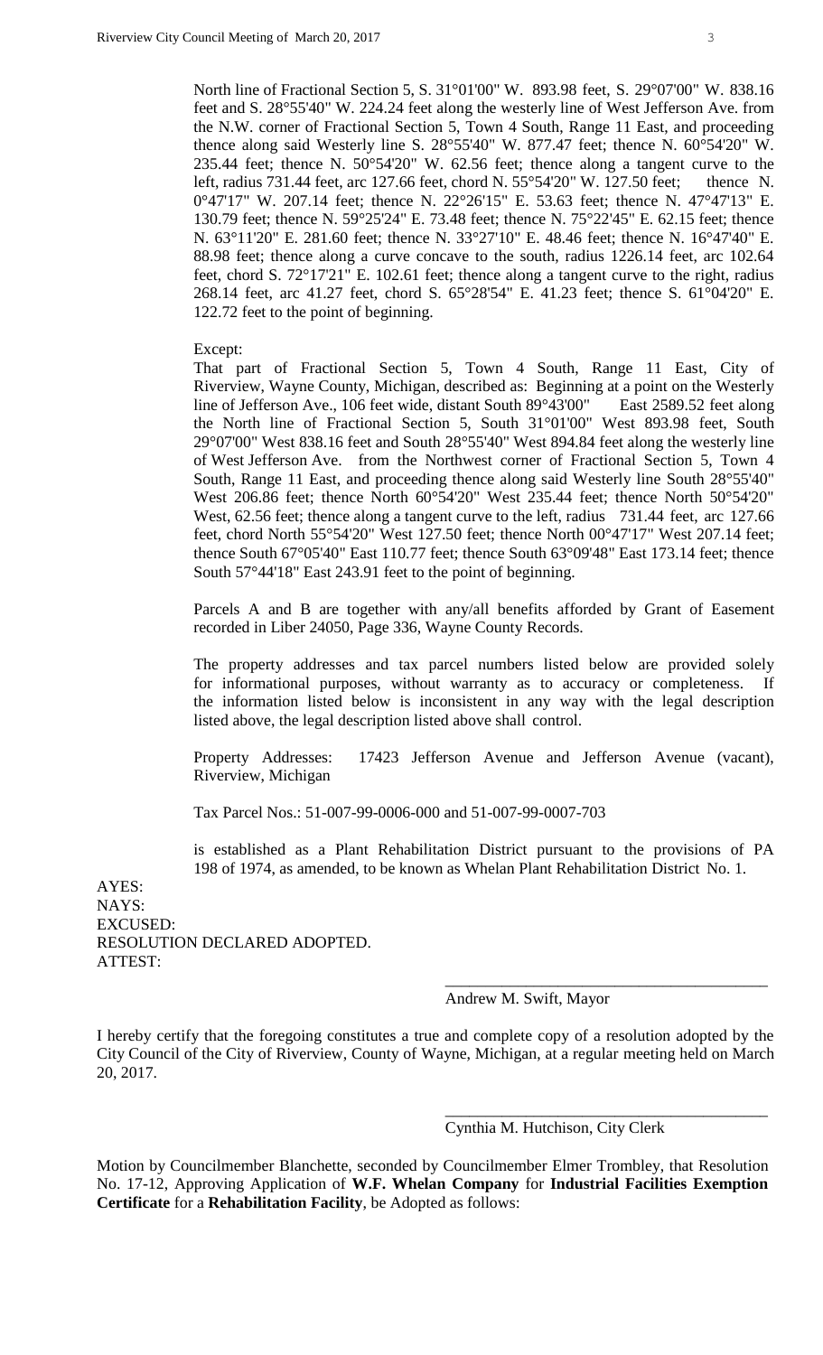North line of Fractional Section 5, S. 31°01'00" W. 893.98 feet, S. 29°07'00" W. 838.16 feet and S. 28°55'40" W. 224.24 feet along the westerly line of West Jefferson Ave. from the N.W. corner of Fractional Section 5, Town 4 South, Range 11 East, and proceeding thence along said Westerly line S. 28°55'40" W. 877.47 feet; thence N. 60°54'20" W. 235.44 feet; thence N. 50°54'20" W. 62.56 feet; thence along a tangent curve to the left, radius 731.44 feet, arc 127.66 feet, chord N. 55°54'20" W. 127.50 feet; thence N. 0°47'17" W. 207.14 feet; thence N. 22°26'15" E. 53.63 feet; thence N. 47°47'13" E. 130.79 feet; thence N. 59°25'24" E. 73.48 feet; thence N. 75°22'45" E. 62.15 feet; thence N. 63°11'20" E. 281.60 feet; thence N. 33°27'10" E. 48.46 feet; thence N. 16°47'40" E. 88.98 feet; thence along a curve concave to the south, radius 1226.14 feet, arc 102.64 feet, chord S. 72°17'21" E. 102.61 feet; thence along a tangent curve to the right, radius 268.14 feet, arc 41.27 feet, chord S. 65°28'54" E. 41.23 feet; thence S. 61°04'20" E. 122.72 feet to the point of beginning.

Except:

That part of Fractional Section 5, Town 4 South, Range 11 East, City of Riverview, Wayne County, Michigan, described as: Beginning at a point on the Westerly line of Jefferson Ave., 106 feet wide, distant South 89°43'00" East 2589.52 feet along the North line of Fractional Section 5, South 31°01'00" West 893.98 feet, South 29°07'00" West 838.16 feet and South 28°55'40" West 894.84 feet along the westerly line of West Jefferson Ave. from the Northwest corner of Fractional Section 5, Town 4 South, Range 11 East, and proceeding thence along said Westerly line South 28°55'40" West 206.86 feet; thence North 60°54'20" West 235.44 feet; thence North 50°54'20" West, 62.56 feet; thence along a tangent curve to the left, radius 731.44 feet, arc 127.66 feet, chord North 55°54'20" West 127.50 feet; thence North 00°47'17" West 207.14 feet; thence South 67°05'40" East 110.77 feet; thence South 63°09'48" East 173.14 feet; thence South 57°44'18" East 243.91 feet to the point of beginning.

Parcels A and B are together with any/all benefits afforded by Grant of Easement recorded in Liber 24050, Page 336, Wayne County Records.

The property addresses and tax parcel numbers listed below are provided solely for informational purposes, without warranty as to accuracy or completeness. If the information listed below is inconsistent in any way with the legal description listed above, the legal description listed above shall control.

Property Addresses: 17423 Jefferson Avenue and Jefferson Avenue (vacant), Riverview, Michigan

Tax Parcel Nos.: 51-007-99-0006-000 and 51-007-99-0007-703

is established as a Plant Rehabilitation District pursuant to the provisions of PA 198 of 1974, as amended, to be known as Whelan Plant Rehabilitation District No. 1.

AYES:
NAYS:
EXCUSED:
RESOLUTION DECLARED ADOPTED.
ATTEST:

\_\_\_\_\_\_\_\_\_\_\_\_\_\_\_\_\_\_\_\_\_\_\_\_\_\_\_\_\_\_\_\_\_\_\_\_\_\_\_\_
Andrew M. Swift, Mayor

I hereby certify that the foregoing constitutes a true and complete copy of a resolution adopted by the City Council of the City of Riverview, County of Wayne, Michigan, at a regular meeting held on March 20, 2017.

\_\_\_\_\_\_\_\_\_\_\_\_\_\_\_\_\_\_\_\_\_\_\_\_\_\_\_\_\_\_\_\_\_\_\_\_\_\_\_\_
Cynthia M. Hutchison, City Clerk

Motion by Councilmember Blanchette, seconded by Councilmember Elmer Trombley, that Resolution No. 17-12, Approving Application of **W.F. Whelan Company** for **Industrial Facilities Exemption Certificate** for a **Rehabilitation Facility**, be Adopted as follows: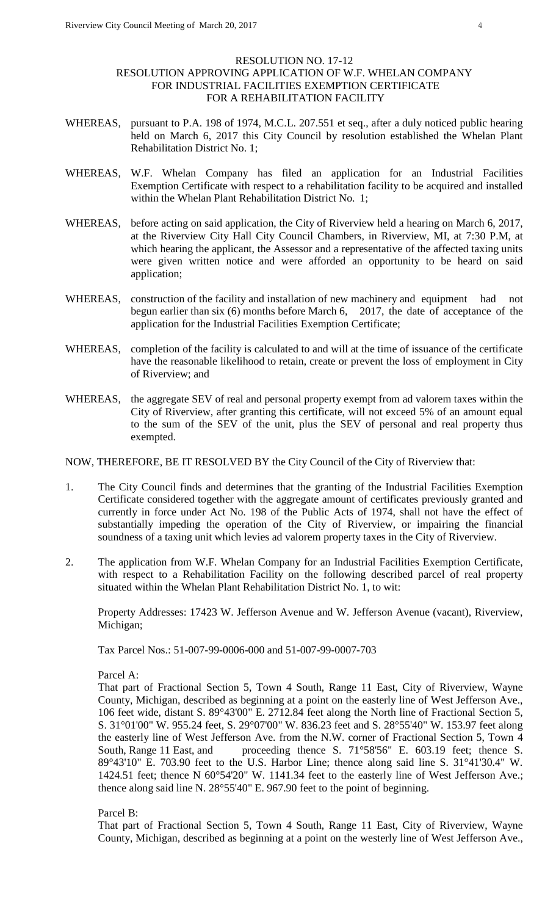RESOLUTION NO. 17-12
RESOLUTION APPROVING APPLICATION OF W.F. WHELAN COMPANY
FOR INDUSTRIAL FACILITIES EXEMPTION CERTIFICATE
FOR A REHABILITATION FACILITY

WHEREAS, pursuant to P.A. 198 of 1974, M.C.L. 207.551 et seq., after a duly noticed public hearing held on March 6, 2017 this City Council by resolution established the Whelan Plant Rehabilitation District No. 1;

WHEREAS, W.F. Whelan Company has filed an application for an Industrial Facilities Exemption Certificate with respect to a rehabilitation facility to be acquired and installed within the Whelan Plant Rehabilitation District No. 1;

WHEREAS, before acting on said application, the City of Riverview held a hearing on March 6, 2017, at the Riverview City Hall City Council Chambers, in Riverview, MI, at 7:30 P.M, at which hearing the applicant, the Assessor and a representative of the affected taxing units were given written notice and were afforded an opportunity to be heard on said application;

WHEREAS, construction of the facility and installation of new machinery and equipment had not begun earlier than six (6) months before March 6, 2017, the date of acceptance of the application for the Industrial Facilities Exemption Certificate;

WHEREAS, completion of the facility is calculated to and will at the time of issuance of the certificate have the reasonable likelihood to retain, create or prevent the loss of employment in City of Riverview; and

WHEREAS, the aggregate SEV of real and personal property exempt from ad valorem taxes within the City of Riverview, after granting this certificate, will not exceed 5% of an amount equal to the sum of the SEV of the unit, plus the SEV of personal and real property thus exempted.

NOW, THEREFORE, BE IT RESOLVED BY the City Council of the City of Riverview that:

1. The City Council finds and determines that the granting of the Industrial Facilities Exemption Certificate considered together with the aggregate amount of certificates previously granted and currently in force under Act No. 198 of the Public Acts of 1974, shall not have the effect of substantially impeding the operation of the City of Riverview, or impairing the financial soundness of a taxing unit which levies ad valorem property taxes in the City of Riverview.

2. The application from W.F. Whelan Company for an Industrial Facilities Exemption Certificate, with respect to a Rehabilitation Facility on the following described parcel of real property situated within the Whelan Plant Rehabilitation District No. 1, to wit:

   Property Addresses: 17423 W. Jefferson Avenue and W. Jefferson Avenue (vacant), Riverview, Michigan;

   Tax Parcel Nos.: 51-007-99-0006-000 and 51-007-99-0007-703

   Parcel A:
   That part of Fractional Section 5, Town 4 South, Range 11 East, City of Riverview, Wayne County, Michigan, described as beginning at a point on the easterly line of West Jefferson Ave., 106 feet wide, distant S. 89°43'00" E. 2712.84 feet along the North line of Fractional Section 5, S. 31°01'00" W. 955.24 feet, S. 29°07'00" W. 836.23 feet and S. 28°55'40" W. 153.97 feet along the easterly line of West Jefferson Ave. from the N.W. corner of Fractional Section 5, Town 4 South, Range 11 East, and proceeding thence S. 71°58'56" E. 603.19 feet; thence S. 89°43'10" E. 703.90 feet to the U.S. Harbor Line; thence along said line S. 31°41'30.4" W. 1424.51 feet; thence N 60°54'20" W. 1141.34 feet to the easterly line of West Jefferson Ave.; thence along said line N. 28°55'40" E. 967.90 feet to the point of beginning.

   Parcel B:
   That part of Fractional Section 5, Town 4 South, Range 11 East, City of Riverview, Wayne County, Michigan, described as beginning at a point on the westerly line of West Jefferson Ave.,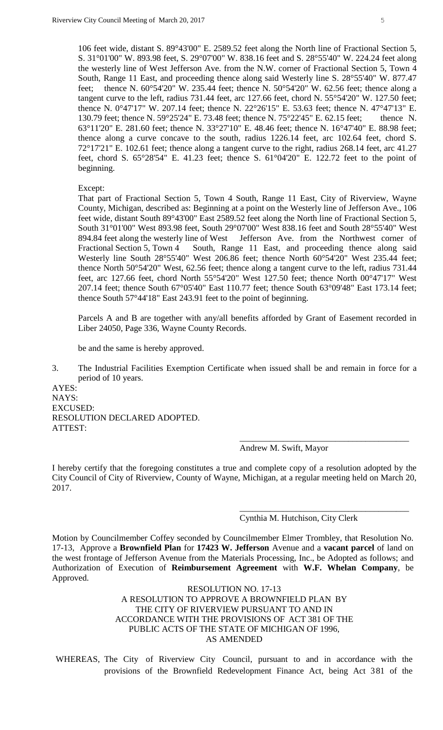106 feet wide, distant S. 89°43'00" E. 2589.52 feet along the North line of Fractional Section 5, S. 31°01'00" W. 893.98 feet, S. 29°07'00" W. 838.16 feet and S. 28°55'40" W. 224.24 feet along the westerly line of West Jefferson Ave. from the N.W. corner of Fractional Section 5, Town 4 South, Range 11 East, and proceeding thence along said Westerly line S. 28°55'40" W. 877.47 feet; thence N. 60°54'20" W. 235.44 feet; thence N. 50°54'20" W. 62.56 feet; thence along a tangent curve to the left, radius 731.44 feet, arc 127.66 feet, chord N. 55°54'20" W. 127.50 feet; thence N. 0°47'17" W. 207.14 feet; thence N. 22°26'15" E. 53.63 feet; thence N. 47°47'13" E. 130.79 feet; thence N. 59°25'24" E. 73.48 feet; thence N. 75°22'45" E. 62.15 feet; thence N. 63°11'20" E. 281.60 feet; thence N. 33°27'10" E. 48.46 feet; thence N. 16°47'40" E. 88.98 feet; thence along a curve concave to the south, radius 1226.14 feet, arc 102.64 feet, chord S. 72°17'21" E. 102.61 feet; thence along a tangent curve to the right, radius 268.14 feet, arc 41.27 feet, chord S. 65°28'54" E. 41.23 feet; thence S. 61°04'20" E. 122.72 feet to the point of beginning.

Except:

That part of Fractional Section 5, Town 4 South, Range 11 East, City of Riverview, Wayne County, Michigan, described as: Beginning at a point on the Westerly line of Jefferson Ave., 106 feet wide, distant South 89°43'00" East 2589.52 feet along the North line of Fractional Section 5, South 31°01'00" West 893.98 feet, South 29°07'00" West 838.16 feet and South 28°55'40" West 894.84 feet along the westerly line of West Jefferson Ave. from the Northwest corner of Fractional Section 5, Town 4 South, Range 11 East, and proceeding thence along said Westerly line South 28°55'40" West 206.86 feet; thence North 60°54'20" West 235.44 feet; thence North 50°54'20" West, 62.56 feet; thence along a tangent curve to the left, radius 731.44 feet, arc 127.66 feet, chord North 55°54'20" West 127.50 feet; thence North 00°47'17" West 207.14 feet; thence South 67°05'40" East 110.77 feet; thence South 63°09'48" East 173.14 feet; thence South 57°44'18" East 243.91 feet to the point of beginning.

Parcels A and B are together with any/all benefits afforded by Grant of Easement recorded in Liber 24050, Page 336, Wayne County Records.

be and the same is hereby approved.

3. The Industrial Facilities Exemption Certificate when issued shall be and remain in force for a period of 10 years.

AYES:
NAYS:
EXCUSED:
RESOLUTION DECLARED ADOPTED.
ATTEST:

\_\_\_\_\_\_\_\_\_\_\_\_\_\_\_\_\_\_\_\_\_\_\_\_\_\_\_\_\_\_\_\_\_\_\_\_\_\_
Andrew M. Swift, Mayor

I hereby certify that the foregoing constitutes a true and complete copy of a resolution adopted by the City Council of City of Riverview, County of Wayne, Michigan, at a regular meeting held on March 20, 2017.

\_\_\_\_\_\_\_\_\_\_\_\_\_\_\_\_\_\_\_\_\_\_\_\_\_\_\_\_\_\_\_\_\_\_\_\_\_\_
Cynthia M. Hutchison, City Clerk

Motion by Councilmember Coffey seconded by Councilmember Elmer Trombley, that Resolution No. 17-13, Approve a **Brownfield Plan** for **17423 W. Jefferson** Avenue and a **vacant parcel** of land on the west frontage of Jefferson Avenue from the Materials Processing, Inc., be Adopted as follows; and Authorization of Execution of **Reimbursement Agreement** with **W.F. Whelan Company**, be Approved.

RESOLUTION NO. 17-13
A RESOLUTION TO APPROVE A BROWNFIELD PLAN BY THE CITY OF RIVERVIEW PURSUANT TO AND IN ACCORDANCE WITH THE PROVISIONS OF ACT 381 OF THE PUBLIC ACTS OF THE STATE OF MICHIGAN OF 1996, AS AMENDED

WHEREAS, The City of Riverview City Council, pursuant to and in accordance with the provisions of the Brownfield Redevelopment Finance Act, being Act 381 of the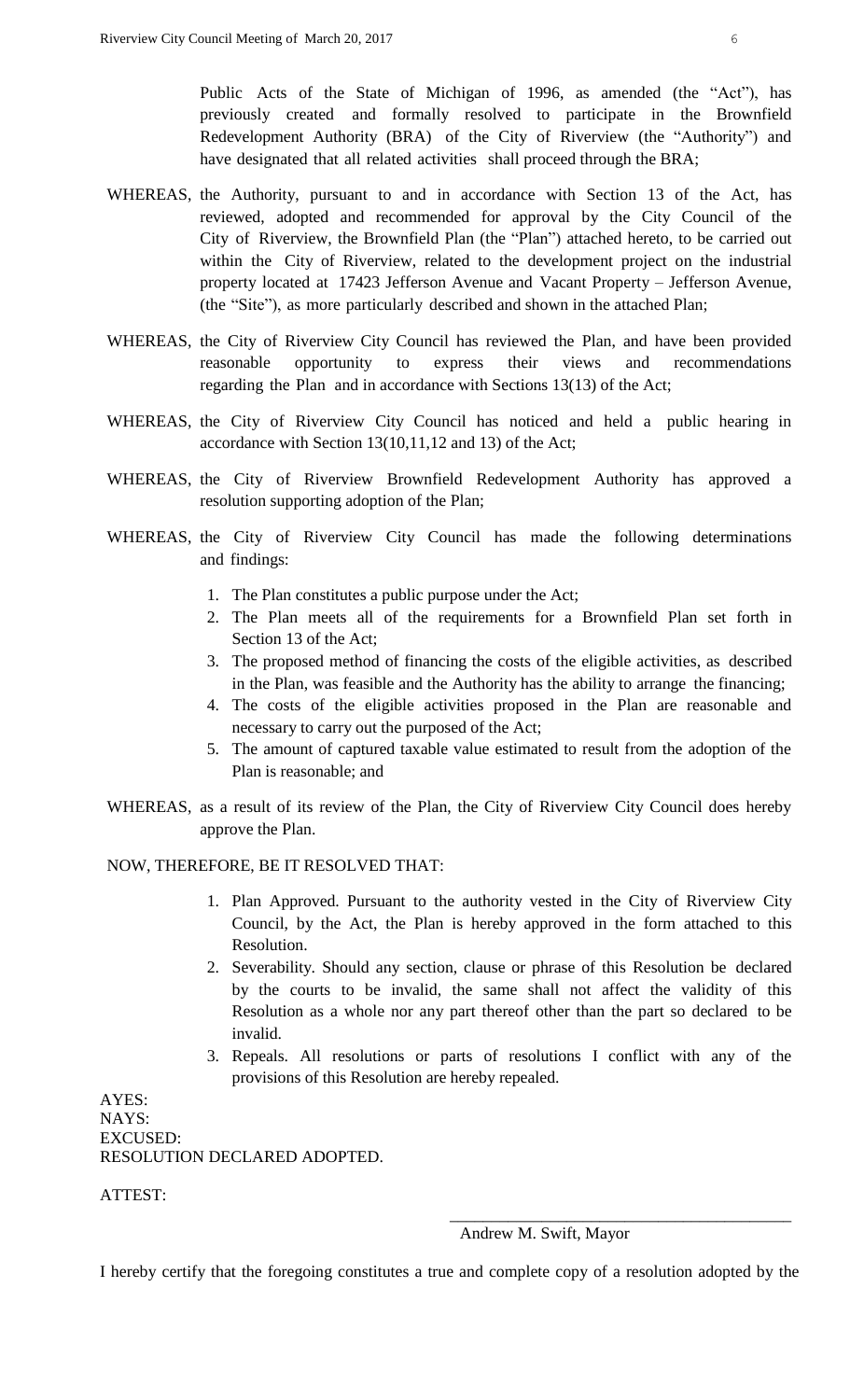Public Acts of the State of Michigan of 1996, as amended (the "Act"), has previously created and formally resolved to participate in the Brownfield Redevelopment Authority (BRA) of the City of Riverview (the "Authority") and have designated that all related activities shall proceed through the BRA;

WHEREAS, the Authority, pursuant to and in accordance with Section 13 of the Act, has reviewed, adopted and recommended for approval by the City Council of the City of Riverview, the Brownfield Plan (the "Plan") attached hereto, to be carried out within the City of Riverview, related to the development project on the industrial property located at 17423 Jefferson Avenue and Vacant Property – Jefferson Avenue, (the "Site"), as more particularly described and shown in the attached Plan;

WHEREAS, the City of Riverview City Council has reviewed the Plan, and have been provided reasonable opportunity to express their views and recommendations regarding the Plan and in accordance with Sections 13(13) of the Act;

WHEREAS, the City of Riverview City Council has noticed and held a public hearing in accordance with Section 13(10,11,12 and 13) of the Act;

WHEREAS, the City of Riverview Brownfield Redevelopment Authority has approved a resolution supporting adoption of the Plan;

WHEREAS, the City of Riverview City Council has made the following determinations and findings:

1. The Plan constitutes a public purpose under the Act;
2. The Plan meets all of the requirements for a Brownfield Plan set forth in Section 13 of the Act;
3. The proposed method of financing the costs of the eligible activities, as described in the Plan, was feasible and the Authority has the ability to arrange the financing;
4. The costs of the eligible activities proposed in the Plan are reasonable and necessary to carry out the purposed of the Act;
5. The amount of captured taxable value estimated to result from the adoption of the Plan is reasonable; and

WHEREAS, as a result of its review of the Plan, the City of Riverview City Council does hereby approve the Plan.

NOW, THEREFORE, BE IT RESOLVED THAT:

1. Plan Approved. Pursuant to the authority vested in the City of Riverview City Council, by the Act, the Plan is hereby approved in the form attached to this Resolution.
2. Severability. Should any section, clause or phrase of this Resolution be declared by the courts to be invalid, the same shall not affect the validity of this Resolution as a whole nor any part thereof other than the part so declared to be invalid.
3. Repeals. All resolutions or parts of resolutions I conflict with any of the provisions of this Resolution are hereby repealed.

AYES:
NAYS:
EXCUSED:
RESOLUTION DECLARED ADOPTED.

ATTEST:

\_\_\_\_\_\_\_\_\_\_\_\_\_\_\_\_\_\_\_\_\_\_\_\_\_\_\_\_\_\_\_\_\_\_\_\_\_\_\_\_
Andrew M. Swift, Mayor

I hereby certify that the foregoing constitutes a true and complete copy of a resolution adopted by the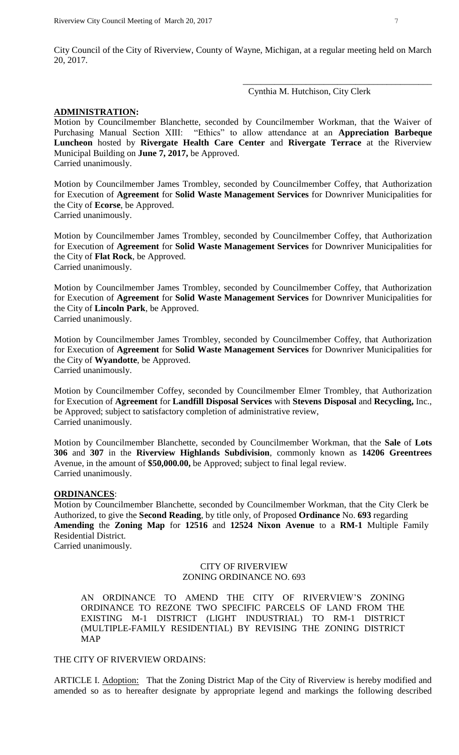City Council of the City of Riverview, County of Wayne, Michigan, at a regular meeting held on March 20, 2017.

\_\_\_\_\_\_\_\_\_\_\_\_\_\_\_\_\_\_\_\_\_\_\_\_\_\_\_\_\_\_\_\_\_\_\_\_\_\_\_\_\_\_
Cynthia M. Hutchison, City Clerk

**ADMINISTRATION:**

Motion by Councilmember Blanchette, seconded by Councilmember Workman, that the Waiver of Purchasing Manual Section XIII: "Ethics" to allow attendance at an **Appreciation Barbeque Luncheon** hosted by **Rivergate Health Care Center** and **Rivergate Terrace** at the Riverview Municipal Building on **June 7, 2017,** be Approved.
Carried unanimously.

Motion by Councilmember James Trombley, seconded by Councilmember Coffey, that Authorization for Execution of **Agreement** for **Solid Waste Management Services** for Downriver Municipalities for the City of **Ecorse**, be Approved.
Carried unanimously.

Motion by Councilmember James Trombley, seconded by Councilmember Coffey, that Authorization for Execution of **Agreement** for **Solid Waste Management Services** for Downriver Municipalities for the City of **Flat Rock**, be Approved.
Carried unanimously.

Motion by Councilmember James Trombley, seconded by Councilmember Coffey, that Authorization for Execution of **Agreement** for **Solid Waste Management Services** for Downriver Municipalities for the City of **Lincoln Park**, be Approved.
Carried unanimously.

Motion by Councilmember James Trombley, seconded by Councilmember Coffey, that Authorization for Execution of **Agreement** for **Solid Waste Management Services** for Downriver Municipalities for the City of **Wyandotte**, be Approved.
Carried unanimously.

Motion by Councilmember Coffey, seconded by Councilmember Elmer Trombley, that Authorization for Execution of **Agreement** for **Landfill Disposal Services** with **Stevens Disposal** and **Recycling,** Inc., be Approved; subject to satisfactory completion of administrative review,
Carried unanimously.

Motion by Councilmember Blanchette, seconded by Councilmember Workman, that the **Sale** of **Lots 306** and **307** in the **Riverview Highlands Subdivision**, commonly known as **14206 Greentrees** Avenue, in the amount of **$50,000.00,** be Approved; subject to final legal review.
Carried unanimously.

**ORDINANCES**:

Motion by Councilmember Blanchette, seconded by Councilmember Workman, that the City Clerk be Authorized, to give the **Second Reading**, by title only, of Proposed **Ordinance** No. **693** regarding **Amending** the **Zoning Map** for **12516** and **12524 Nixon Avenue** to a **RM-1** Multiple Family Residential District.
Carried unanimously.

CITY OF RIVERVIEW
ZONING ORDINANCE NO. 693

AN ORDINANCE TO AMEND THE CITY OF RIVERVIEW'S ZONING ORDINANCE TO REZONE TWO SPECIFIC PARCELS OF LAND FROM THE EXISTING M-1 DISTRICT (LIGHT INDUSTRIAL) TO RM-1 DISTRICT (MULTIPLE-FAMILY RESIDENTIAL) BY REVISING THE ZONING DISTRICT MAP

THE CITY OF RIVERVIEW ORDAINS:

ARTICLE I. Adoption: That the Zoning District Map of the City of Riverview is hereby modified and amended so as to hereafter designate by appropriate legend and markings the following described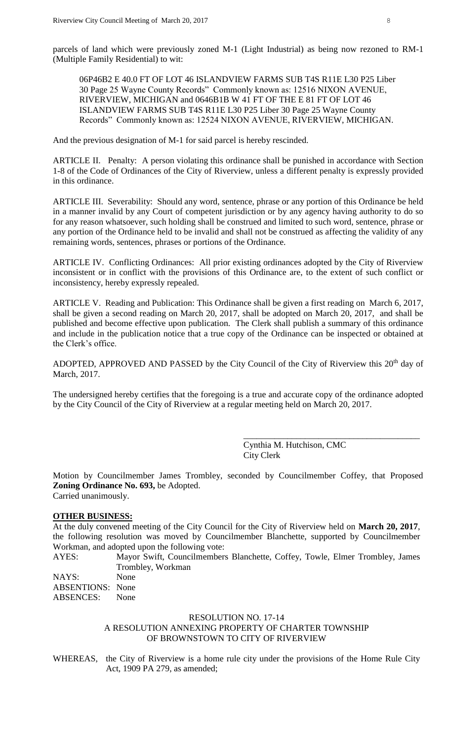parcels of land which were previously zoned M-1 (Light Industrial) as being now rezoned to RM-1 (Multiple Family Residential) to wit:

> 06P46B2 E 40.0 FT OF LOT 46 ISLANDVIEW FARMS SUB T4S R11E L30 P25 Liber 30 Page 25 Wayne County Records" Commonly known as: 12516 NIXON AVENUE, RIVERVIEW, MICHIGAN and 0646B1B W 41 FT OF THE E 81 FT OF LOT 46 ISLANDVIEW FARMS SUB T4S R11E L30 P25 Liber 30 Page 25 Wayne County Records" Commonly known as: 12524 NIXON AVENUE, RIVERVIEW, MICHIGAN.

And the previous designation of M-1 for said parcel is hereby rescinded.

ARTICLE II. Penalty: A person violating this ordinance shall be punished in accordance with Section 1-8 of the Code of Ordinances of the City of Riverview, unless a different penalty is expressly provided in this ordinance.

ARTICLE III. Severability: Should any word, sentence, phrase or any portion of this Ordinance be held in a manner invalid by any Court of competent jurisdiction or by any agency having authority to do so for any reason whatsoever, such holding shall be construed and limited to such word, sentence, phrase or any portion of the Ordinance held to be invalid and shall not be construed as affecting the validity of any remaining words, sentences, phrases or portions of the Ordinance.

ARTICLE IV. Conflicting Ordinances: All prior existing ordinances adopted by the City of Riverview inconsistent or in conflict with the provisions of this Ordinance are, to the extent of such conflict or inconsistency, hereby expressly repealed.

ARTICLE V. Reading and Publication: This Ordinance shall be given a first reading on March 6, 2017, shall be given a second reading on March 20, 2017, shall be adopted on March 20, 2017, and shall be published and become effective upon publication. The Clerk shall publish a summary of this ordinance and include in the publication notice that a true copy of the Ordinance can be inspected or obtained at the Clerk's office.

ADOPTED, APPROVED AND PASSED by the City Council of the City of Riverview this 20th day of March, 2017.

The undersigned hereby certifies that the foregoing is a true and accurate copy of the ordinance adopted by the City Council of the City of Riverview at a regular meeting held on March 20, 2017.

\_\_\_\_\_\_\_\_\_\_\_\_\_\_\_\_\_\_\_\_\_\_\_\_\_\_\_\_\_\_\_\_\_\_\_\_\_\_\_\_
Cynthia M. Hutchison, CMC
City Clerk

Motion by Councilmember James Trombley, seconded by Councilmember Coffey, that Proposed **Zoning Ordinance No. 693,** be Adopted.
Carried unanimously.

**OTHER BUSINESS:**

At the duly convened meeting of the City Council for the City of Riverview held on **March 20, 2017**, the following resolution was moved by Councilmember Blanchette, supported by Councilmember Workman, and adopted upon the following vote:

AYES: Mayor Swift, Councilmembers Blanchette, Coffey, Towle, Elmer Trombley, James Trombley, Workman
NAYS: None
ABSENTIONS: None
ABSENCES: None

RESOLUTION NO. 17-14
A RESOLUTION ANNEXING PROPERTY OF CHARTER TOWNSHIP OF BROWNSTOWN TO CITY OF RIVERVIEW

WHEREAS, the City of Riverview is a home rule city under the provisions of the Home Rule City Act, 1909 PA 279, as amended;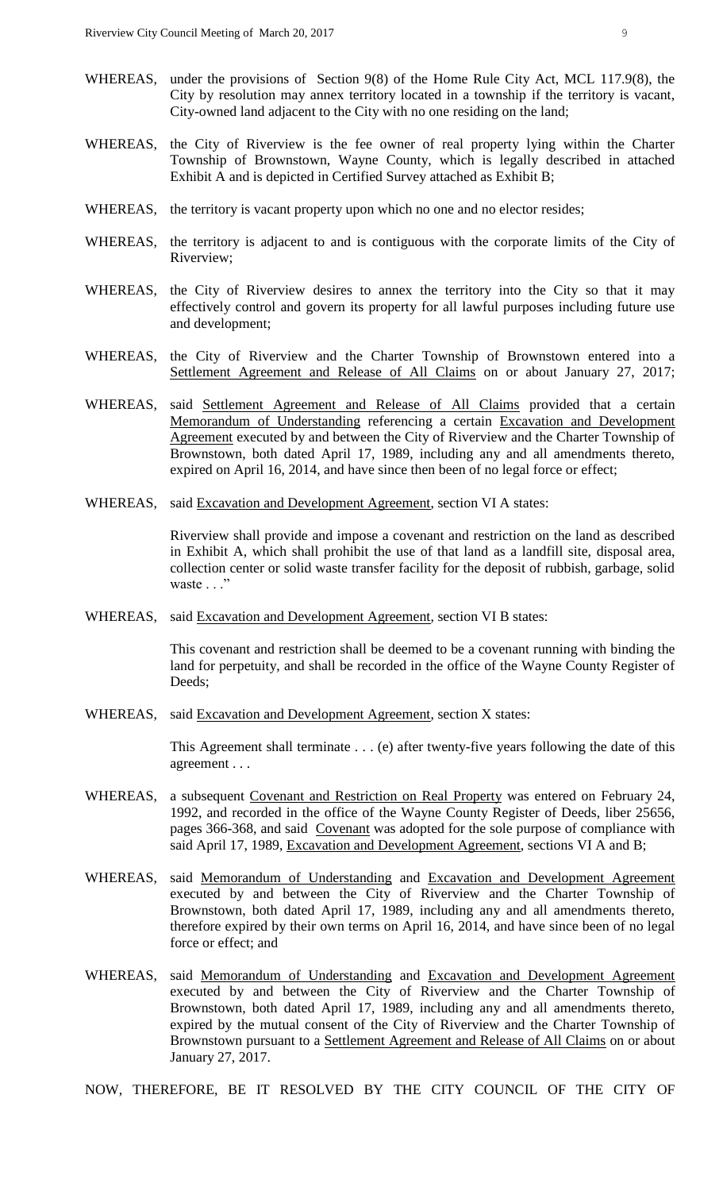WHEREAS, under the provisions of Section 9(8) of the Home Rule City Act, MCL 117.9(8), the City by resolution may annex territory located in a township if the territory is vacant, City-owned land adjacent to the City with no one residing on the land;

WHEREAS, the City of Riverview is the fee owner of real property lying within the Charter Township of Brownstown, Wayne County, which is legally described in attached Exhibit A and is depicted in Certified Survey attached as Exhibit B;

WHEREAS, the territory is vacant property upon which no one and no elector resides;

WHEREAS, the territory is adjacent to and is contiguous with the corporate limits of the City of Riverview;

WHEREAS, the City of Riverview desires to annex the territory into the City so that it may effectively control and govern its property for all lawful purposes including future use and development;

WHEREAS, the City of Riverview and the Charter Township of Brownstown entered into a Settlement Agreement and Release of All Claims on or about January 27, 2017;

WHEREAS, said Settlement Agreement and Release of All Claims provided that a certain Memorandum of Understanding referencing a certain Excavation and Development Agreement executed by and between the City of Riverview and the Charter Township of Brownstown, both dated April 17, 1989, including any and all amendments thereto, expired on April 16, 2014, and have since then been of no legal force or effect;

WHEREAS, said Excavation and Development Agreement, section VI A states:

> Riverview shall provide and impose a covenant and restriction on the land as described in Exhibit A, which shall prohibit the use of that land as a landfill site, disposal area, collection center or solid waste transfer facility for the deposit of rubbish, garbage, solid waste . . ."

WHEREAS, said Excavation and Development Agreement, section VI B states:

> This covenant and restriction shall be deemed to be a covenant running with binding the land for perpetuity, and shall be recorded in the office of the Wayne County Register of Deeds;

WHEREAS, said Excavation and Development Agreement, section X states:

> This Agreement shall terminate . . . (e) after twenty-five years following the date of this agreement . . .

WHEREAS, a subsequent Covenant and Restriction on Real Property was entered on February 24, 1992, and recorded in the office of the Wayne County Register of Deeds, liber 25656, pages 366-368, and said Covenant was adopted for the sole purpose of compliance with said April 17, 1989, Excavation and Development Agreement, sections VI A and B;

WHEREAS, said Memorandum of Understanding and Excavation and Development Agreement executed by and between the City of Riverview and the Charter Township of Brownstown, both dated April 17, 1989, including any and all amendments thereto, therefore expired by their own terms on April 16, 2014, and have since been of no legal force or effect; and

WHEREAS, said Memorandum of Understanding and Excavation and Development Agreement executed by and between the City of Riverview and the Charter Township of Brownstown, both dated April 17, 1989, including any and all amendments thereto, expired by the mutual consent of the City of Riverview and the Charter Township of Brownstown pursuant to a Settlement Agreement and Release of All Claims on or about January 27, 2017.

NOW, THEREFORE, BE IT RESOLVED BY THE CITY COUNCIL OF THE CITY OF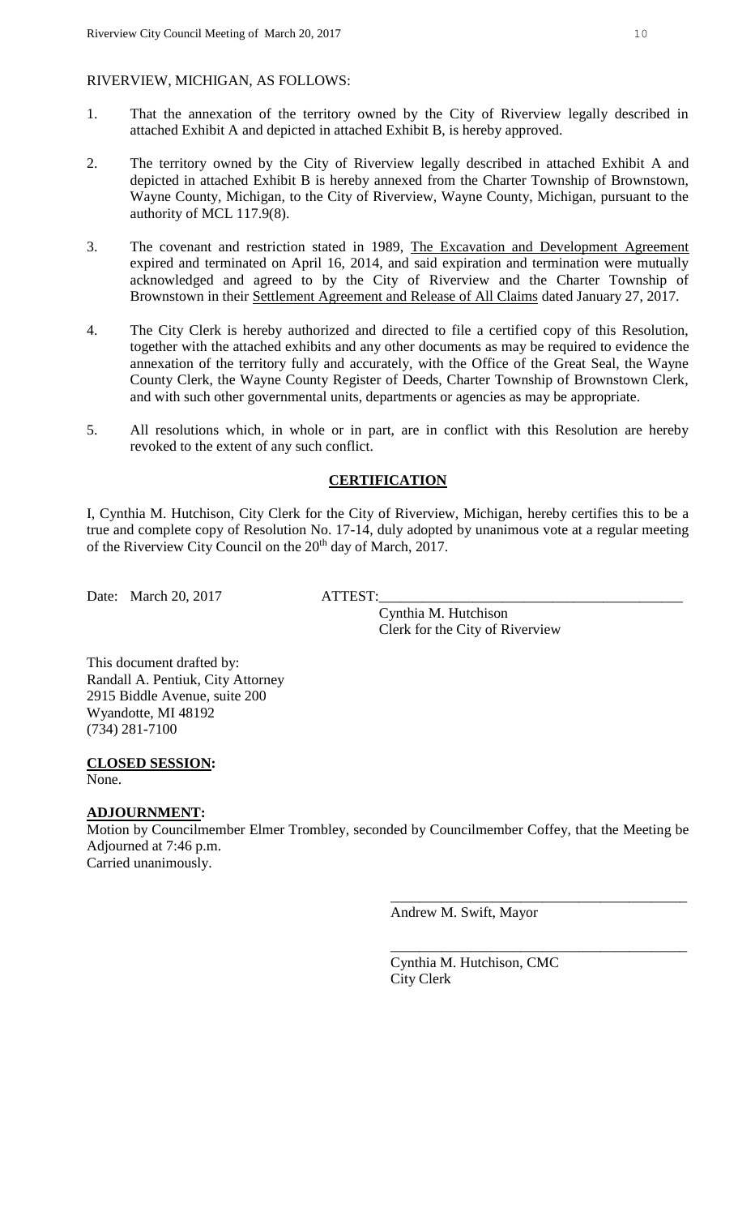RIVERVIEW, MICHIGAN, AS FOLLOWS:

1. That the annexation of the territory owned by the City of Riverview legally described in attached Exhibit A and depicted in attached Exhibit B, is hereby approved.

2. The territory owned by the City of Riverview legally described in attached Exhibit A and depicted in attached Exhibit B is hereby annexed from the Charter Township of Brownstown, Wayne County, Michigan, to the City of Riverview, Wayne County, Michigan, pursuant to the authority of MCL 117.9(8).

3. The covenant and restriction stated in 1989, <u>The Excavation and Development Agreement</u> expired and terminated on April 16, 2014, and said expiration and termination were mutually acknowledged and agreed to by the City of Riverview and the Charter Township of Brownstown in their <u>Settlement Agreement and Release of All Claims</u> dated January 27, 2017.

4. The City Clerk is hereby authorized and directed to file a certified copy of this Resolution, together with the attached exhibits and any other documents as may be required to evidence the annexation of the territory fully and accurately, with the Office of the Great Seal, the Wayne County Clerk, the Wayne County Register of Deeds, Charter Township of Brownstown Clerk, and with such other governmental units, departments or agencies as may be appropriate.

5. All resolutions which, in whole or in part, are in conflict with this Resolution are hereby revoked to the extent of any such conflict.

## CERTIFICATION

I, Cynthia M. Hutchison, City Clerk for the City of Riverview, Michigan, hereby certifies this to be a true and complete copy of Resolution No. 17-14, duly adopted by unanimous vote at a regular meeting of the Riverview City Council on the 20th day of March, 2017.

Date: March 20, 2017 ATTEST:___________________________________________

Cynthia M. Hutchison
Clerk for the City of Riverview

This document drafted by:
Randall A. Pentiuk, City Attorney
2915 Biddle Avenue, suite 200
Wyandotte, MI 48192
(734) 281-7100

**CLOSED SESSION:**
None.

**ADJOURNMENT:**
Motion by Councilmember Elmer Trombley, seconded by Councilmember Coffey, that the Meeting be Adjourned at 7:46 p.m.
Carried unanimously.

___________________________________________
Andrew M. Swift, Mayor

___________________________________________
Cynthia M. Hutchison, CMC
City Clerk